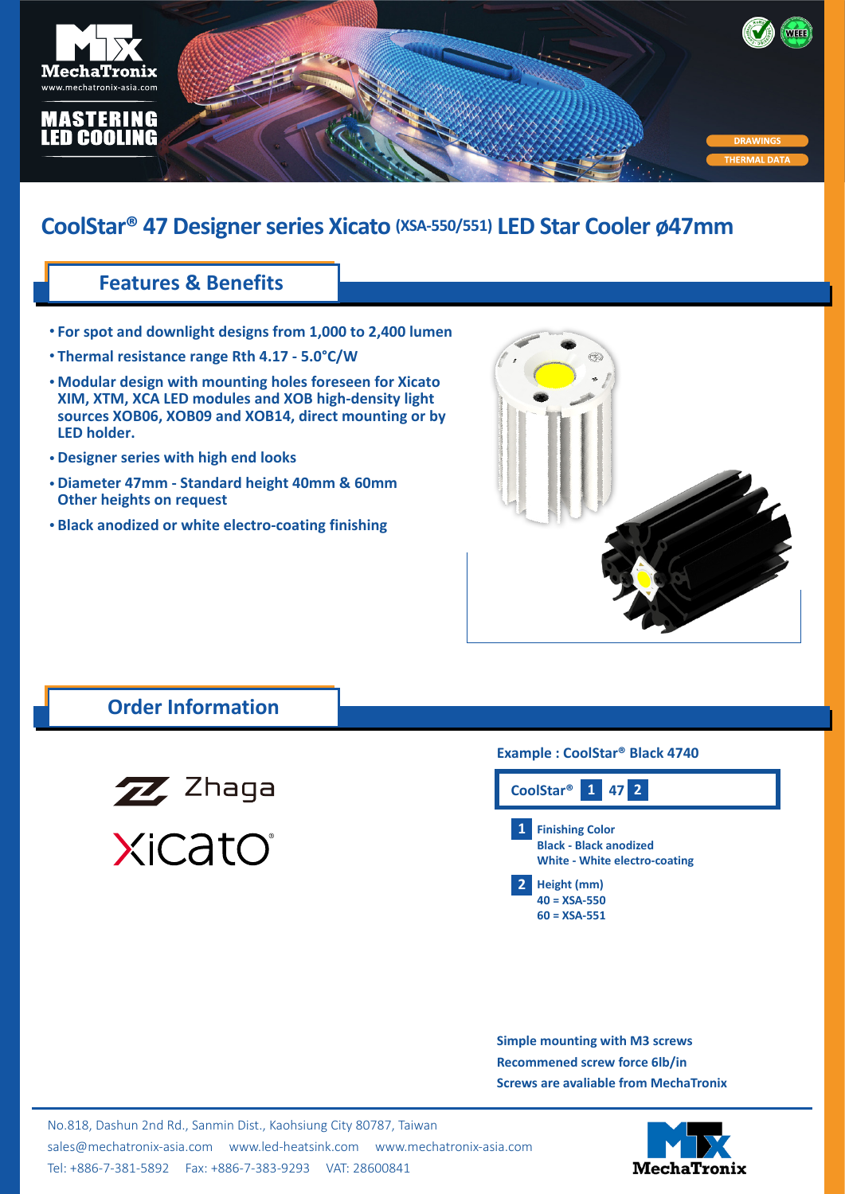MASTERING LED COOLING

DRAWINGS
THERMAL DATA

# CoolStar® 47 Designer series Xicato (XSA-550/551) LED Star Cooler ø47mm

## Features & Benefits

- For spot and downlight designs from 1,000 to 2,400 lumen
- Thermal resistance range Rth 4.17 - 5.0°C/W
- Modular design with mounting holes foreseen for Xicato XIM, XTM, XCA LED modules and XOB high-density light sources XOB06, XOB09 and XOB14, direct mounting or by LED holder.
- Designer series with high end looks
- Diameter 47mm - Standard height 40mm & 60mm Other heights on request
- Black anodized or white electro-coating finishing

## Order Information

Zhaga

Xicato

**Example : CoolStar® Black 4740**

**CoolStar® 1 47 2**

**1** Finishing Color
Black - Black anodized
White - White electro-coating

**2** Height (mm)
40 = XSA-550
60 = XSA-551

**Simple mounting with M3 screws**
**Recommened screw force 6lb/in**
**Screws are avaliable from MechaTronix**

No.818, Dashun 2nd Rd., Sanmin Dist., Kaohsiung City 80787, Taiwan
sales@mechatronix-asia.com www.led-heatsink.com www.mechatronix-asia.com
Tel: +886-7-381-5892 Fax: +886-7-383-9293 VAT: 28600841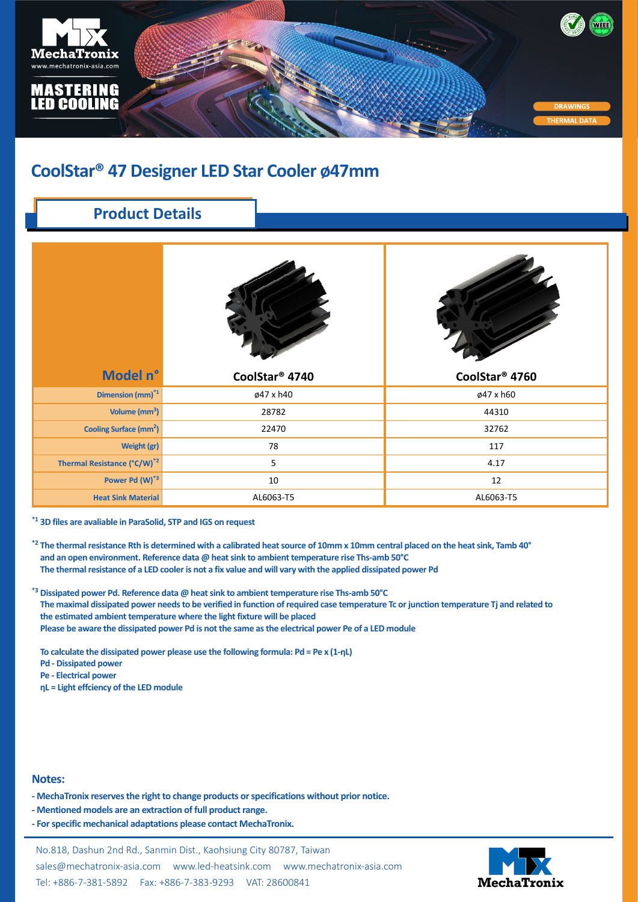MechaTronix
www.mechatronix-asia.com

MASTERING LED COOLING

DRAWINGS
THERMAL DATA

# CoolStar® 47 Designer LED Star Cooler ø47mm

## Product Details

| Model n° | CoolStar® 4740 | CoolStar® 4760 |
|---|---|---|
| Dimension (mm)[*1] | ø47 x h40 | ø47 x h60 |
| Volume ($mm^3$) | 28782 | 44310 |
| Cooling Surface ($mm^2$) | 22470 | 32762 |
| Weight (gr) | 78 | 117 |
| Thermal Resistance (°C/W)[*2] | 5 | 4.17 |
| Power Pd (W)[*3] | 10 | 12 |
| Heat Sink Material | AL6063-T5 | AL6063-T5 |

[*1] **3D files are avaliable in ParaSolid, STP and IGS on request**

[*2] **The thermal resistance Rth is determined with a calibrated heat source of 10mm x 10mm central placed on the heat sink, Tamb 40° and an open environment. Reference data @ heat sink to ambient temperature rise Ths-amb 50°C**
**The thermal resistance of a LED cooler is not a fix value and will vary with the applied dissipated power Pd**

[*3] **Dissipated power Pd. Reference data @ heat sink to ambient temperature rise Ths-amb 50°C**
**The maximal dissipated power needs to be verified in function of required case temperature Tc or junction temperature Tj and related to the estimated ambient temperature where the light fixture will be placed**
**Please be aware the dissipated power Pd is not the same as the electrical power Pe of a LED module**

**To calculate the dissipated power please use the following formula: $Pd = Pe \times (1-\eta L)$**
**Pd - Dissipated power**
**Pe - Electrical power**
**ηL = Light effciency of the LED module**

### Notes:

- **MechaTronix reserves the right to change products or specifications without prior notice.**
- **Mentioned models are an extraction of full product range.**
- **For specific mechanical adaptations please contact MechaTronix.**

No.818, Dashun 2nd Rd., Sanmin Dist., Kaohsiung City 80787, Taiwan
sales@mechatronix-asia.com www.led-heatsink.com www.mechatronix-asia.com
Tel: +886-7-381-5892 Fax: +886-7-383-9293 VAT: 28600841

MechaTronix